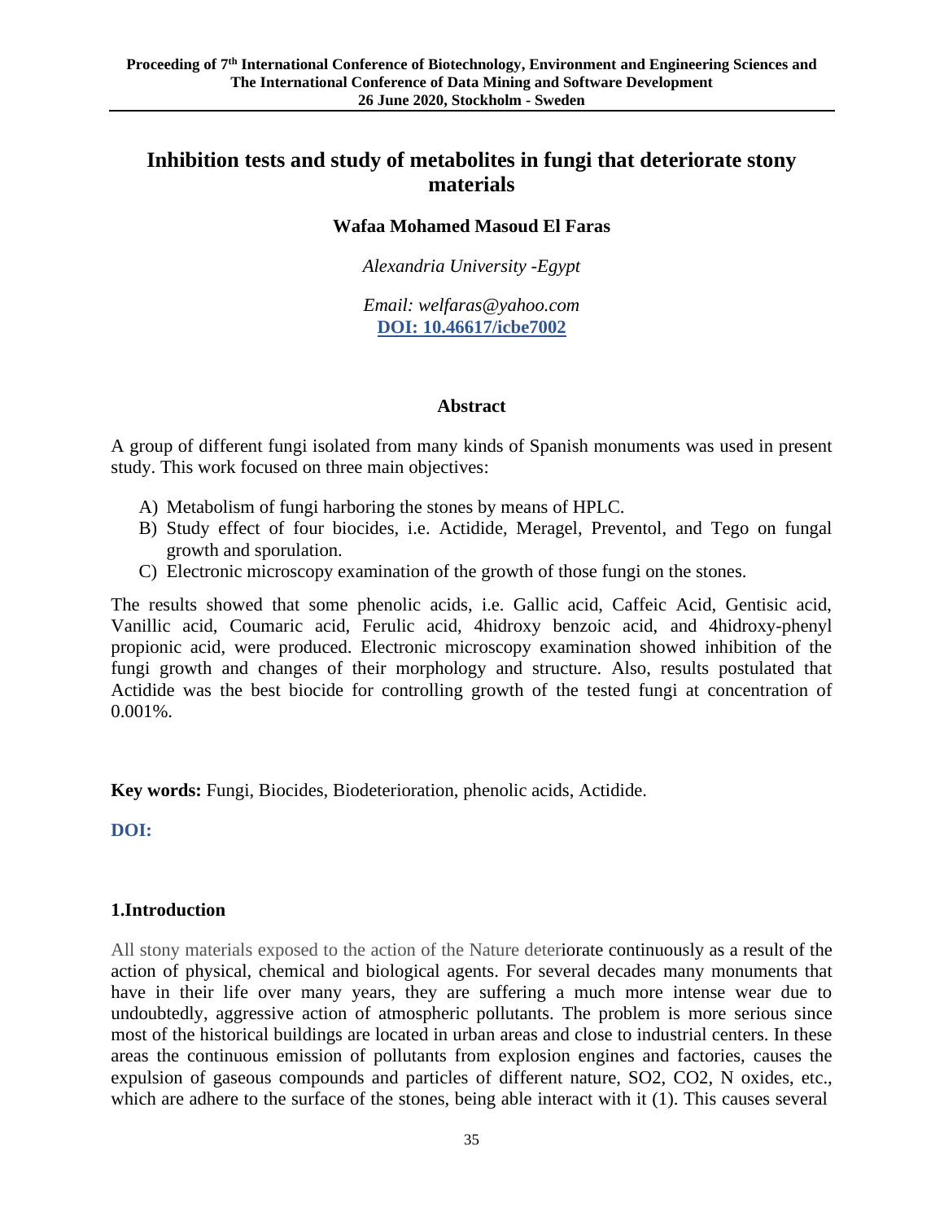# Inhibition tests and study of metabolites in fungi that deteriorate stony materials

**Wafaa Mohamed Masoud El Faras**

*Alexandria University -Egypt*

*Email: welfaras@yahoo.com*
**DOI: 10.46617/icbe7002**

## Abstract

A group of different fungi isolated from many kinds of Spanish monuments was used in present study. This work focused on three main objectives:

A) Metabolism of fungi harboring the stones by means of HPLC.
B) Study effect of four biocides, i.e. Actidide, Meragel, Preventol, and Tego on fungal growth and sporulation.
C) Electronic microscopy examination of the growth of those fungi on the stones.

The results showed that some phenolic acids, i.e. Gallic acid, Caffeic Acid, Gentisic acid, Vanillic acid, Coumaric acid, Ferulic acid, 4hidroxy benzoic acid, and 4hidroxy-phenyl propionic acid, were produced. Electronic microscopy examination showed inhibition of the fungi growth and changes of their morphology and structure. Also, results postulated that Actidide was the best biocide for controlling growth of the tested fungi at concentration of 0.001%.

**Key words:** Fungi, Biocides, Biodeterioration, phenolic acids, Actidide.

**DOI:**

## 1.Introduction

All stony materials exposed to the action of the Nature deteriorate continuously as a result of the action of physical, chemical and biological agents. For several decades many monuments that have in their life over many years, they are suffering a much more intense wear due to undoubtedly, aggressive action of atmospheric pollutants. The problem is more serious since most of the historical buildings are located in urban areas and close to industrial centers. In these areas the continuous emission of pollutants from explosion engines and factories, causes the expulsion of gaseous compounds and particles of different nature, $SO_2$, $CO_2$, N oxides, etc., which are adhere to the surface of the stones, being able interact with it (1). This causes several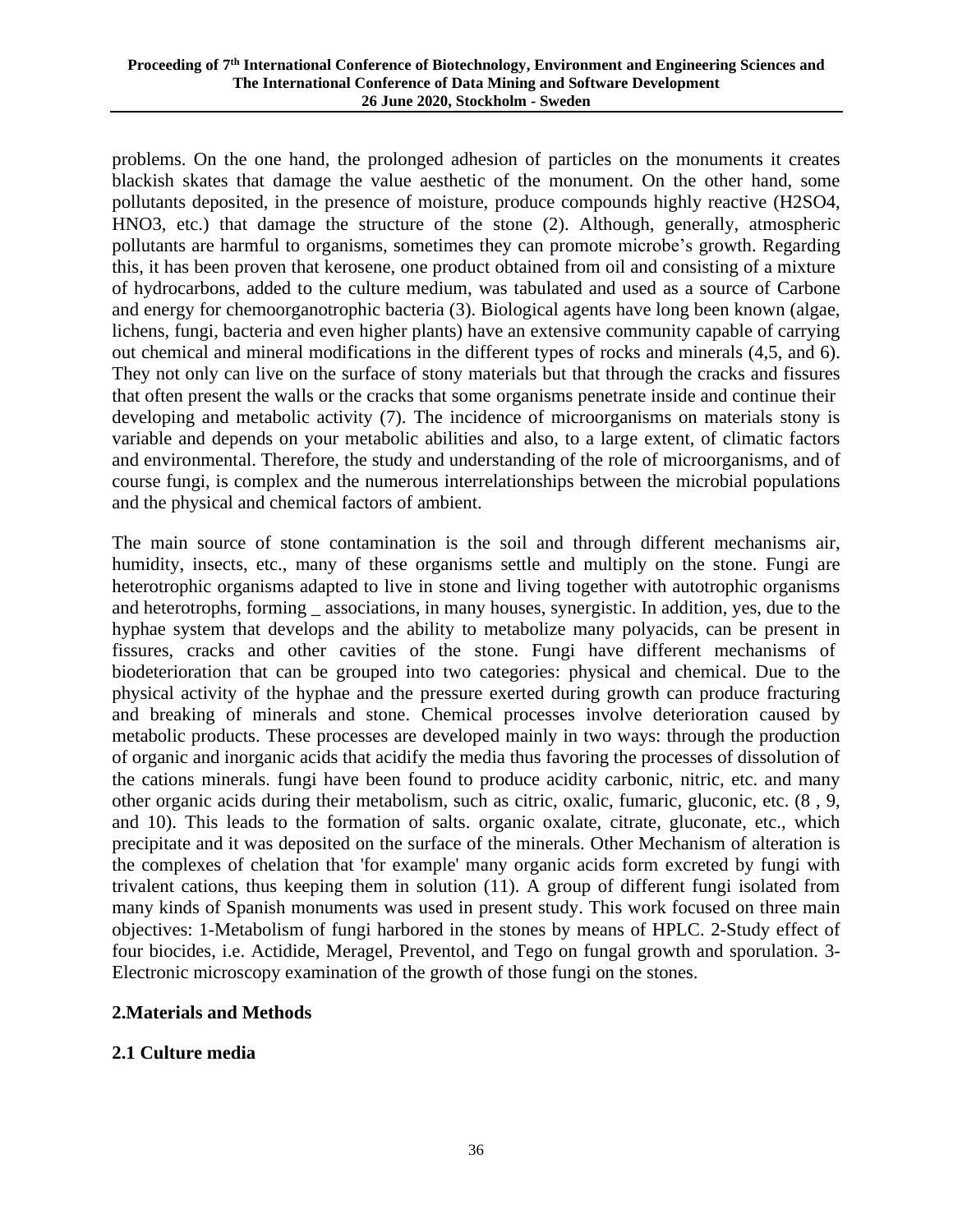problems. On the one hand, the prolonged adhesion of particles on the monuments it creates blackish skates that damage the value aesthetic of the monument. On the other hand, some pollutants deposited, in the presence of moisture, produce compounds highly reactive ($H_2SO_4$, $HNO_3$, etc.) that damage the structure of the stone (2). Although, generally, atmospheric pollutants are harmful to organisms, sometimes they can promote microbe's growth. Regarding this, it has been proven that kerosene, one product obtained from oil and consisting of a mixture of hydrocarbons, added to the culture medium, was tabulated and used as a source of Carbone and energy for chemoorganotrophic bacteria (3). Biological agents have long been known (algae, lichens, fungi, bacteria and even higher plants) have an extensive community capable of carrying out chemical and mineral modifications in the different types of rocks and minerals (4,5, and 6). They not only can live on the surface of stony materials but that through the cracks and fissures that often present the walls or the cracks that some organisms penetrate inside and continue their developing and metabolic activity (7). The incidence of microorganisms on materials stony is variable and depends on your metabolic abilities and also, to a large extent, of climatic factors and environmental. Therefore, the study and understanding of the role of microorganisms, and of course fungi, is complex and the numerous interrelationships between the microbial populations and the physical and chemical factors of ambient.

The main source of stone contamination is the soil and through different mechanisms air, humidity, insects, etc., many of these organisms settle and multiply on the stone. Fungi are heterotrophic organisms adapted to live in stone and living together with autotrophic organisms and heterotrophs, forming _ associations, in many houses, synergistic. In addition, yes, due to the hyphae system that develops and the ability to metabolize many polyacids, can be present in fissures, cracks and other cavities of the stone. Fungi have different mechanisms of biodeterioration that can be grouped into two categories: physical and chemical. Due to the physical activity of the hyphae and the pressure exerted during growth can produce fracturing and breaking of minerals and stone. Chemical processes involve deterioration caused by metabolic products. These processes are developed mainly in two ways: through the production of organic and inorganic acids that acidify the media thus favoring the processes of dissolution of the cations minerals. fungi have been found to produce acidity carbonic, nitric, etc. and many other organic acids during their metabolism, such as citric, oxalic, fumaric, gluconic, etc. (8 , 9, and 10). This leads to the formation of salts. organic oxalate, citrate, gluconate, etc., which precipitate and it was deposited on the surface of the minerals. Other Mechanism of alteration is the complexes of chelation that 'for example' many organic acids form excreted by fungi with trivalent cations, thus keeping them in solution (11). A group of different fungi isolated from many kinds of Spanish monuments was used in present study. This work focused on three main objectives: 1-Metabolism of fungi harbored in the stones by means of HPLC. 2-Study effect of four biocides, i.e. Actidide, Meragel, Preventol, and Tego on fungal growth and sporulation. 3-Electronic microscopy examination of the growth of those fungi on the stones.

## 2.Materials and Methods

### 2.1 Culture media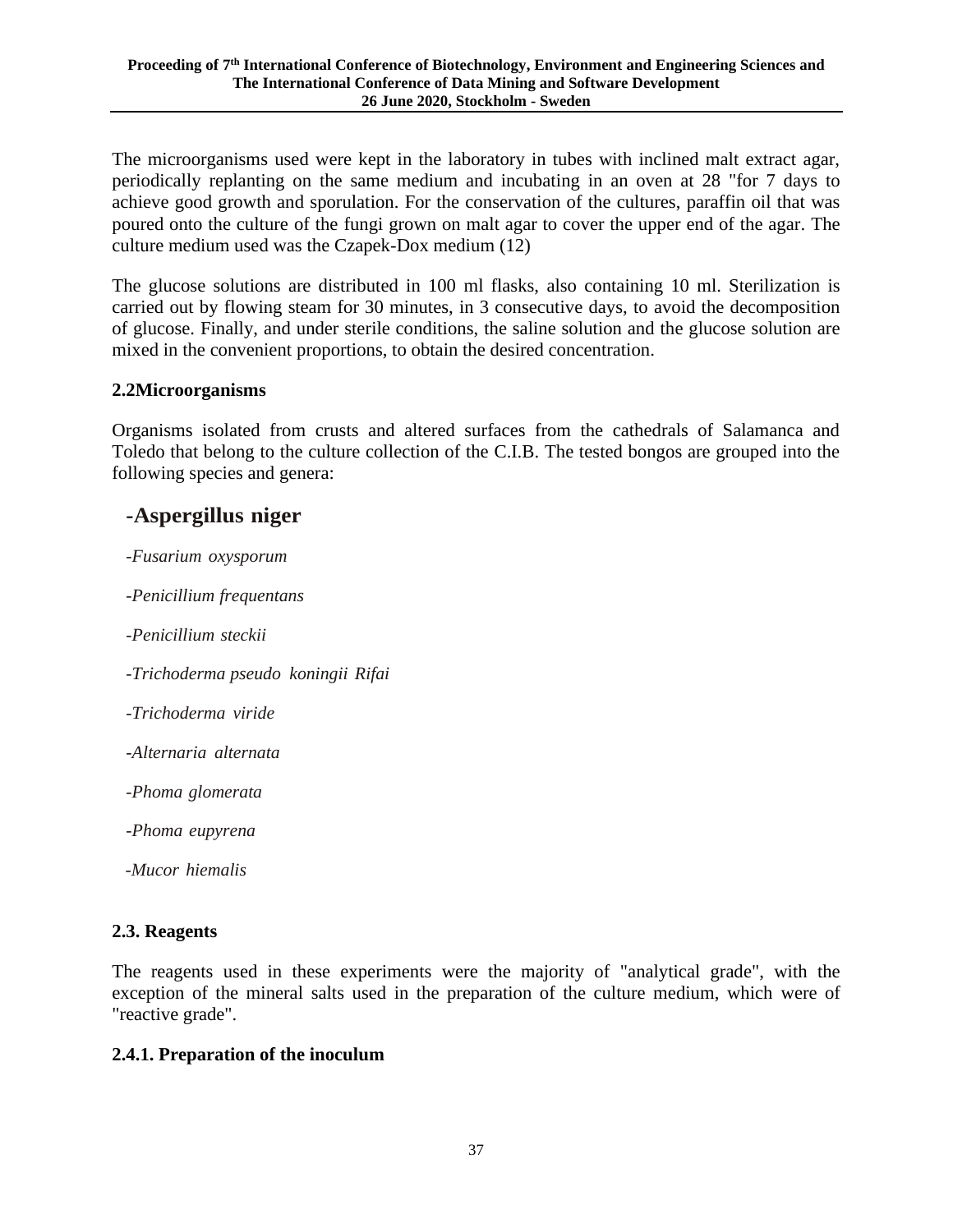The microorganisms used were kept in the laboratory in tubes with inclined malt extract agar, periodically replanting on the same medium and incubating in an oven at 28 "for 7 days to achieve good growth and sporulation. For the conservation of the cultures, paraffin oil that was poured onto the culture of the fungi grown on malt agar to cover the upper end of the agar. The culture medium used was the Czapek-Dox medium (12)

The glucose solutions are distributed in 100 ml flasks, also containing 10 ml. Sterilization is carried out by flowing steam for 30 minutes, in 3 consecutive days, to avoid the decomposition of glucose. Finally, and under sterile conditions, the saline solution and the glucose solution are mixed in the convenient proportions, to obtain the desired concentration.

### 2.2Microorganisms

Organisms isolated from crusts and altered surfaces from the cathedrals of Salamanca and Toledo that belong to the culture collection of the C.I.B. The tested bongos are grouped into the following species and genera:

**-Aspergillus niger**

*-Fusarium oxysporum*

*-Penicillium frequentans*

*-Penicillium steckii*

*-Trichoderma pseudo koningii Rifai*

*-Trichoderma viride*

*-Alternaria alternata*

*-Phoma glomerata*

*-Phoma eupyrena*

*-Mucor hiemalis*

### 2.3. Reagents

The reagents used in these experiments were the majority of "analytical grade", with the exception of the mineral salts used in the preparation of the culture medium, which were of "reactive grade".

#### 2.4.1. Preparation of the inoculum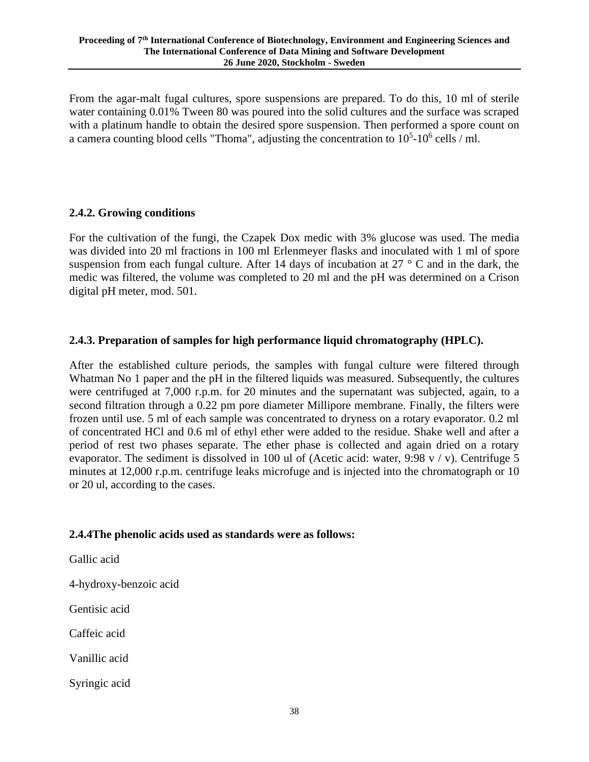From the agar-malt fugal cultures, spore suspensions are prepared. To do this, 10 ml of sterile water containing 0.01% Tween 80 was poured into the solid cultures and the surface was scraped with a platinum handle to obtain the desired spore suspension. Then performed a spore count on a camera counting blood cells "Thoma", adjusting the concentration to $10^5$-$10^6$ cells / ml.

### 2.4.2. Growing conditions

For the cultivation of the fungi, the Czapek Dox medic with 3% glucose was used. The media was divided into 20 ml fractions in 100 ml Erlenmeyer flasks and inoculated with 1 ml of spore suspension from each fungal culture. After 14 days of incubation at 27 ° C and in the dark, the medic was filtered, the volume was completed to 20 ml and the pH was determined on a Crison digital pH meter, mod. 501.

### 2.4.3. Preparation of samples for high performance liquid chromatography (HPLC).

After the established culture periods, the samples with fungal culture were filtered through Whatman No 1 paper and the pH in the filtered liquids was measured. Subsequently, the cultures were centrifuged at 7,000 r.p.m. for 20 minutes and the supernatant was subjected, again, to a second filtration through a 0.22 pm pore diameter Millipore membrane. Finally, the filters were frozen until use. 5 ml of each sample was concentrated to dryness on a rotary evaporator. 0.2 ml of concentrated HCl and 0.6 ml of ethyl ether were added to the residue. Shake well and after a period of rest two phases separate. The ether phase is collected and again dried on a rotary evaporator. The sediment is dissolved in 100 ul of (Acetic acid: water, 9:98 v / v). Centrifuge 5 minutes at 12,000 r.p.m. centrifuge leaks microfuge and is injected into the chromatograph or 10 or 20 ul, according to the cases.

### 2.4.4The phenolic acids used as standards were as follows:

Gallic acid

4-hydroxy-benzoic acid

Gentisic acid

Caffeic acid

Vanillic acid

Syringic acid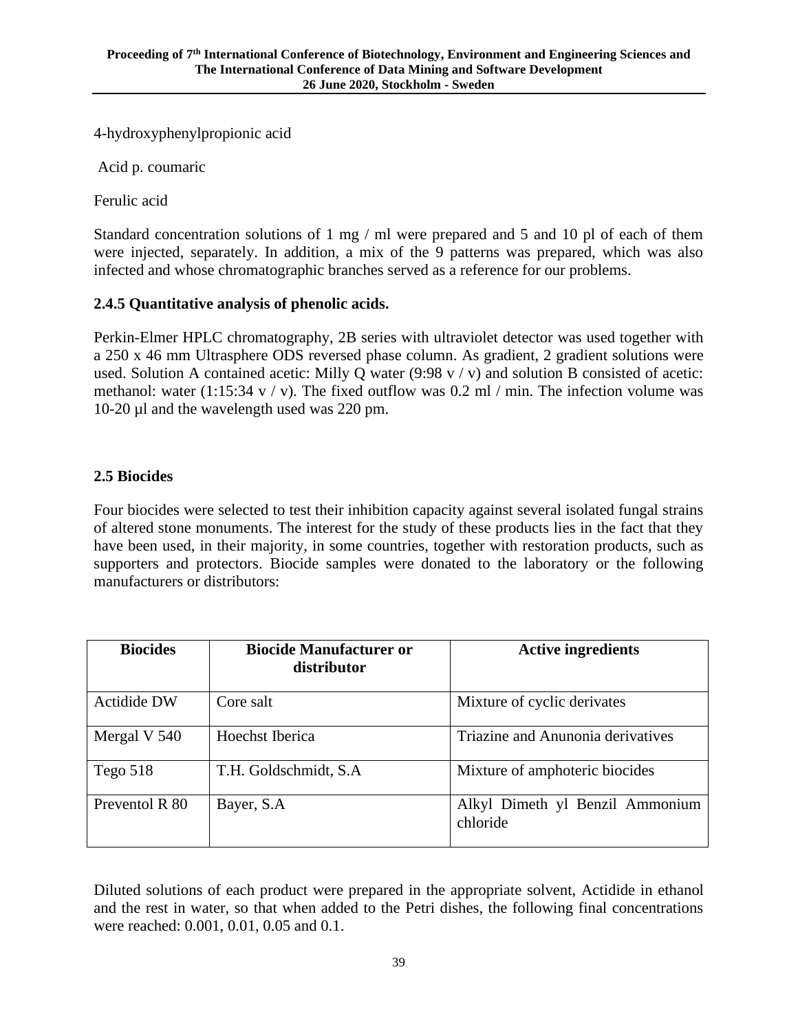4-hydroxyphenylpropionic acid

Acid p. coumaric

Ferulic acid

Standard concentration solutions of 1 mg / ml were prepared and 5 and 10 pl of each of them were injected, separately. In addition, a mix of the 9 patterns was prepared, which was also infected and whose chromatographic branches served as a reference for our problems.

### 2.4.5 Quantitative analysis of phenolic acids.

Perkin-Elmer HPLC chromatography, 2B series with ultraviolet detector was used together with a 250 x 46 mm Ultrasphere ODS reversed phase column. As gradient, 2 gradient solutions were used. Solution A contained acetic: Milly Q water (9:98 v / v) and solution B consisted of acetic: methanol: water (1:15:34 v / v). The fixed outflow was 0.2 ml / min. The infection volume was 10-20 µl and the wavelength used was 220 pm.

## 2.5 Biocides

Four biocides were selected to test their inhibition capacity against several isolated fungal strains of altered stone monuments. The interest for the study of these products lies in the fact that they have been used, in their majority, in some countries, together with restoration products, such as supporters and protectors. Biocide samples were donated to the laboratory or the following manufacturers or distributors:

| Biocides | Biocide Manufacturer or distributor | Active ingredients |
|---|---|---|
| Actidide DW | Core salt | Mixture of cyclic derivates |
| Mergal V 540 | Hoechst Iberica | Triazine and Anunonia derivatives |
| Tego 518 | T.H. Goldschmidt, S.A | Mixture of amphoteric biocides |
| Preventol R 80 | Bayer, S.A | Alkyl Dimeth yl Benzil Ammonium chloride |

Diluted solutions of each product were prepared in the appropriate solvent, Actidide in ethanol and the rest in water, so that when added to the Petri dishes, the following final concentrations were reached: 0.001, 0.01, 0.05 and 0.1.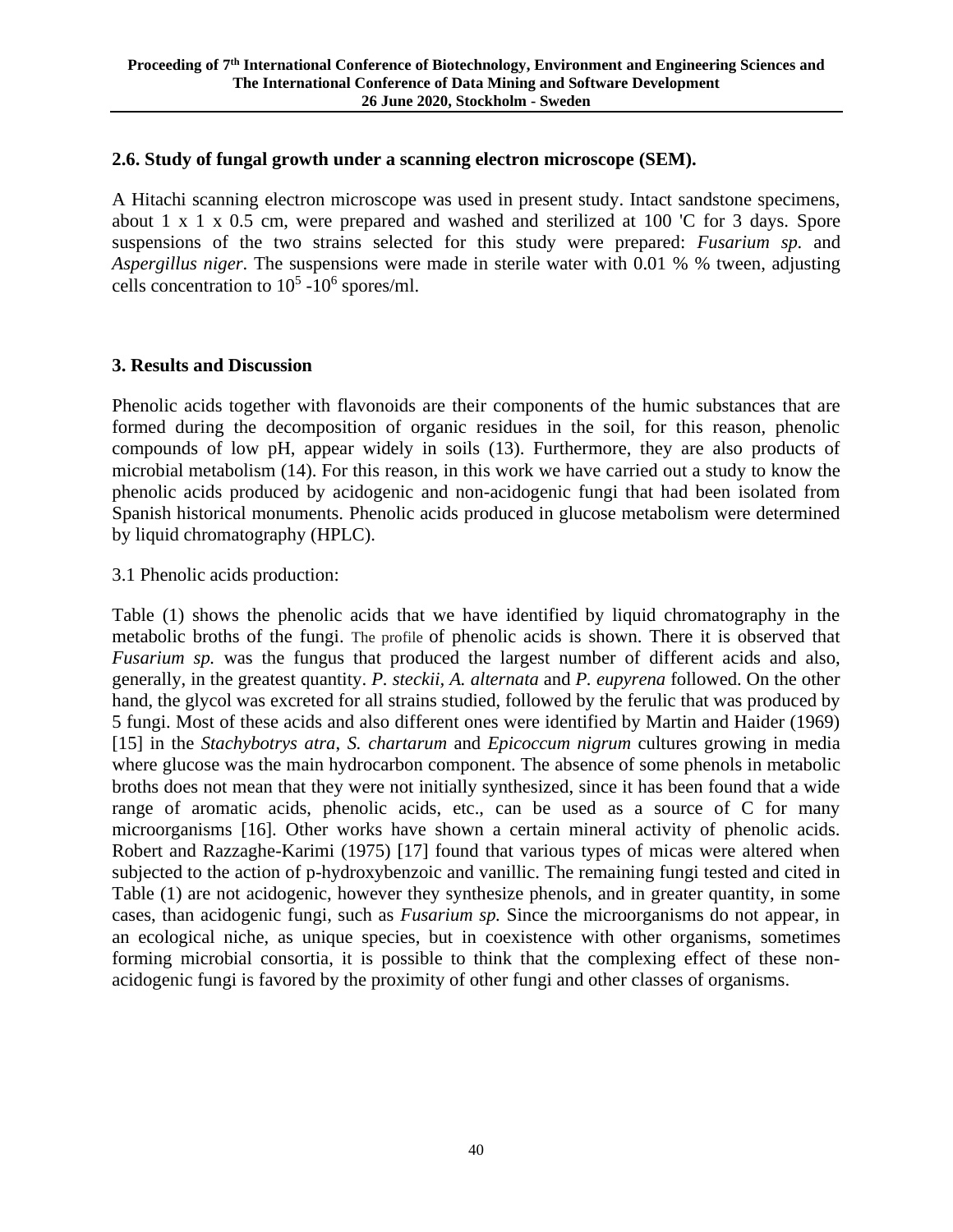### 2.6. Study of fungal growth under a scanning electron microscope (SEM).

A Hitachi scanning electron microscope was used in present study. Intact sandstone specimens, about 1 x 1 x 0.5 cm, were prepared and washed and sterilized at 100 'C for 3 days. Spore suspensions of the two strains selected for this study were prepared: *Fusarium sp.* and *Aspergillus niger*. The suspensions were made in sterile water with 0.01 % % tween, adjusting cells concentration to $10^5$ -$10^6$ spores/ml.

## 3. Results and Discussion

Phenolic acids together with flavonoids are their components of the humic substances that are formed during the decomposition of organic residues in the soil, for this reason, phenolic compounds of low pH, appear widely in soils (13). Furthermore, they are also products of microbial metabolism (14). For this reason, in this work we have carried out a study to know the phenolic acids produced by acidogenic and non-acidogenic fungi that had been isolated from Spanish historical monuments. Phenolic acids produced in glucose metabolism were determined by liquid chromatography (HPLC).

3.1 Phenolic acids production:

Table (1) shows the phenolic acids that we have identified by liquid chromatography in the metabolic broths of the fungi. The profile of phenolic acids is shown. There it is observed that *Fusarium sp.* was the fungus that produced the largest number of different acids and also, generally, in the greatest quantity. *P. steckii, A. alternata* and *P. eupyrena* followed. On the other hand, the glycol was excreted for all strains studied, followed by the ferulic that was produced by 5 fungi. Most of these acids and also different ones were identified by Martin and Haider (1969) [15] in the *Stachybotrys atra*, *S. chartarum* and *Epicoccum nigrum* cultures growing in media where glucose was the main hydrocarbon component. The absence of some phenols in metabolic broths does not mean that they were not initially synthesized, since it has been found that a wide range of aromatic acids, phenolic acids, etc., can be used as a source of C for many microorganisms [16]. Other works have shown a certain mineral activity of phenolic acids. Robert and Razzaghe-Karimi (1975) [17] found that various types of micas were altered when subjected to the action of p-hydroxybenzoic and vanillic. The remaining fungi tested and cited in Table (1) are not acidogenic, however they synthesize phenols, and in greater quantity, in some cases, than acidogenic fungi, such as *Fusarium sp.* Since the microorganisms do not appear, in an ecological niche, as unique species, but in coexistence with other organisms, sometimes forming microbial consortia, it is possible to think that the complexing effect of these non-acidogenic fungi is favored by the proximity of other fungi and other classes of organisms.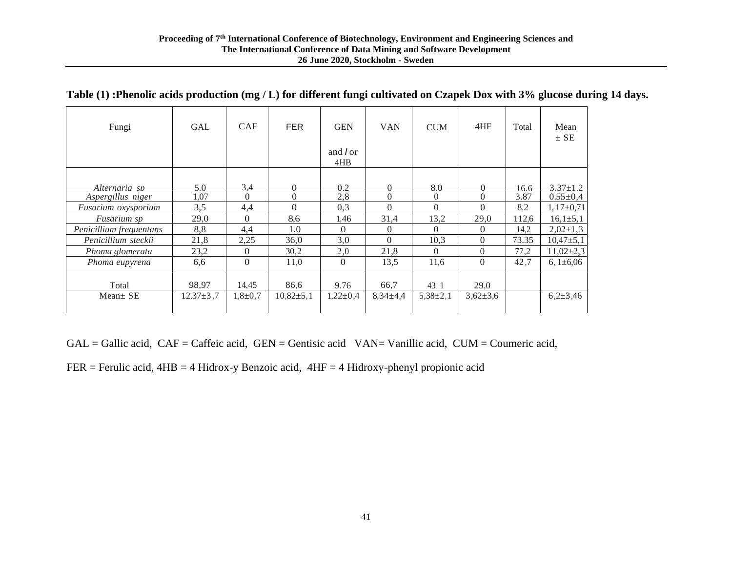**Table (1) :Phenolic acids production (mg / L) for different fungi cultivated on Czapek Dox with 3% glucose during 14 days.**

| Fungi | GAL | CAF | FER | GEN and / or 4HB | VAN | CUM | 4HF | Total | Mean ± SE |
|---|---|---|---|---|---|---|---|---|---|
| *Alternaria sp* | 5.0 | 3.4 | 0 | 0.2 | 0 | 8.0 | 0 | 16.6 | 3.37±1.2 |
| *Aspergillus niger* | 1,07 | 0 | 0 | 2,8 | 0 | 0 | 0 | 3.87 | 0.55±0,4 |
| *Fusarium oxysporium* | 3,5 | 4,4 | 0 | 0,3 | 0 | 0 | 0 | 8,2 | 1, 17±0,71 |
| *Fusarium sp* | 29,0 | 0 | 8,6 | 1,46 | 31,4 | 13,2 | 29,0 | 112,6 | 16,1±5,1 |
| *Penicillium frequentans* | 8,8 | 4,4 | 1,0 | 0 | 0 | 0 | 0 | 14,2 | 2,02±1,3 |
| *Penicillium steckii* | 21,8 | 2,25 | 36,0 | 3,0 | 0 | 10,3 | 0 | 73.35 | 10,47±5,1 |
| *Phoma glomerata* | 23,2 | 0 | 30,2 | 2,0 | 21,8 | 0 | 0 | 77,2 | 11,02±2,3 |
| *Phoma eupyrena* | 6,6 | 0 | 11,0 | 0 | 13,5 | 11,6 | 0 | 42,7 | 6, 1±6,06 |
| Total | 98,97 | 14,45 | 86,6 | 9.76 | 66,7 | 43 1 | 29,0 | | |
| Mean± SE | 12.37±3,7 | 1,8±0,7 | 10,82±5,1 | 1,22±0,4 | 8,34±4,4 | 5,38±2,1 | 3,62±3,6 | | 6,2±3,46 |

GAL = Gallic acid, CAF = Caffeic acid, GEN = Gentisic acid VAN= Vanillic acid, CUM = Coumeric acid,

FER = Ferulic acid, 4HB = 4 Hidrox-y Benzoic acid, 4HF = 4 Hidroxy-phenyl propionic acid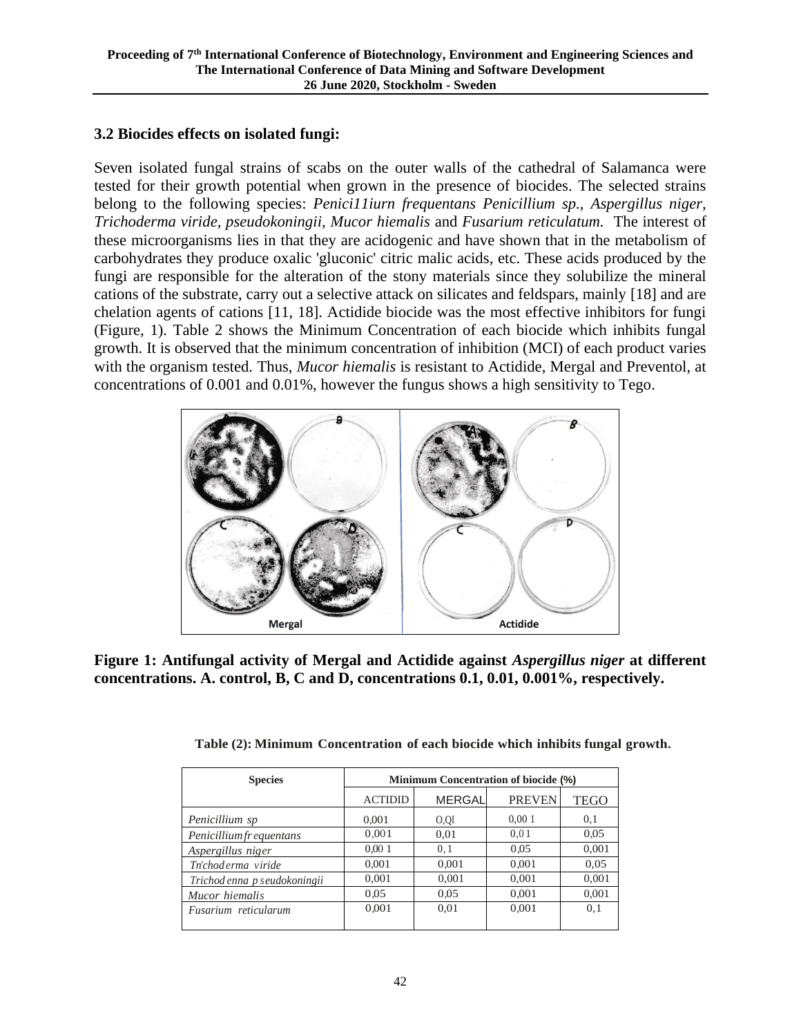### 3.2 Biocides effects on isolated fungi:

Seven isolated fungal strains of scabs on the outer walls of the cathedral of Salamanca were tested for their growth potential when grown in the presence of biocides. The selected strains belong to the following species: *Penici11iurn frequentans Penicillium sp., Aspergillus niger, Trichoderma viride, pseudokoningii, Mucor hiemalis* and *Fusarium reticulatum.* The interest of these microorganisms lies in that they are acidogenic and have shown that in the metabolism of carbohydrates they produce oxalic 'gluconic' citric malic acids, etc. These acids produced by the fungi are responsible for the alteration of the stony materials since they solubilize the mineral cations of the substrate, carry out a selective attack on silicates and feldspars, mainly [18] and are chelation agents of cations [11, 18]. Actidide biocide was the most effective inhibitors for fungi (Figure, 1). Table 2 shows the Minimum Concentration of each biocide which inhibits fungal growth. It is observed that the minimum concentration of inhibition (MCI) of each product varies with the organism tested. Thus, *Mucor hiemalis* is resistant to Actidide, Mergal and Preventol, at concentrations of 0.001 and 0.01%, however the fungus shows a high sensitivity to Tego.

**Figure 1: Antifungal activity of Mergal and Actidide against *Aspergillus niger* at different concentrations. A. control, B, C and D, concentrations 0.1, 0.01, 0.001%, respectively.**

**Table (2): Minimum Concentration of each biocide which inhibits fungal growth.**

| Species | Minimum Concentration of biocide (%) | | | |
|---|---|---|---|---|
| | ACTIDID | MERGAL | PREVEN | TEGO |
| *Penicillium sp* | 0,001 | O,Ql | 0,00 1 | 0,1 |
| *Penicillium frequentans* | 0,001 | 0,01 | 0,01 | 0,05 |
| *Aspergillus niger* | 0,00 1 | 0,1 | 0,05 | 0,001 |
| *Tn'choderma viride* | 0,001 | 0,001 | 0,001 | 0,05 |
| *Trichod enna p seudokoningii* | 0,001 | 0,001 | 0,001 | 0,001 |
| *Mucor hiemalis* | 0,05 | 0,05 | 0,001 | 0,001 |
| *Fusarium reticularum* | 0,001 | 0,01 | 0,001 | 0,1 |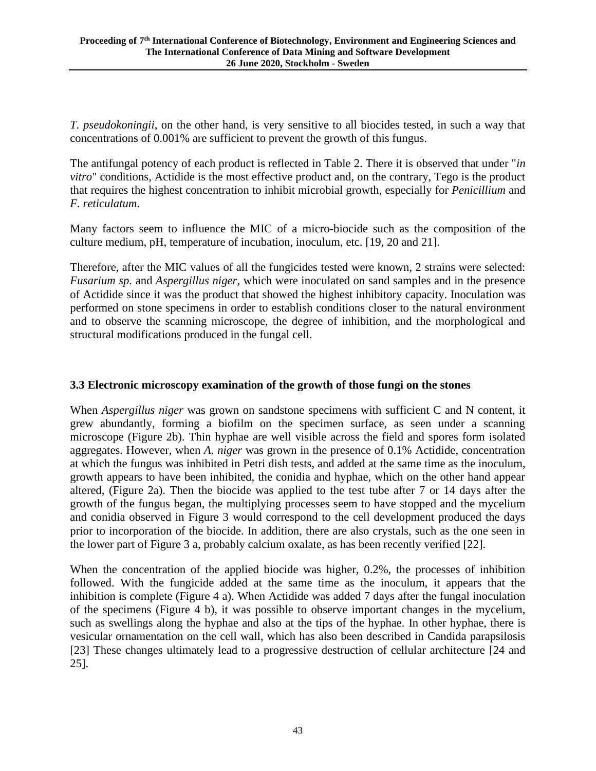*T. pseudokoningii*, on the other hand, is very sensitive to all biocides tested, in such a way that concentrations of 0.001% are sufficient to prevent the growth of this fungus.

The antifungal potency of each product is reflected in Table 2. There it is observed that under "*in vitro*" conditions, Actidide is the most effective product and, on the contrary, Tego is the product that requires the highest concentration to inhibit microbial growth, especially for *Penicillium* and *F. reticulatum*.

Many factors seem to influence the MIC of a micro-biocide such as the composition of the culture medium, pH, temperature of incubation, inoculum, etc. [19, 20 and 21].

Therefore, after the MIC values of all the fungicides tested were known, 2 strains were selected: *Fusarium sp.* and *Aspergillus niger*, which were inoculated on sand samples and in the presence of Actidide since it was the product that showed the highest inhibitory capacity. Inoculation was performed on stone specimens in order to establish conditions closer to the natural environment and to observe the scanning microscope, the degree of inhibition, and the morphological and structural modifications produced in the fungal cell.

### 3.3 Electronic microscopy examination of the growth of those fungi on the stones

When *Aspergillus niger* was grown on sandstone specimens with sufficient C and N content, it grew abundantly, forming a biofilm on the specimen surface, as seen under a scanning microscope (Figure 2b). Thin hyphae are well visible across the field and spores form isolated aggregates. However, when *A. niger* was grown in the presence of 0.1% Actidide, concentration at which the fungus was inhibited in Petri dish tests, and added at the same time as the inoculum, growth appears to have been inhibited, the conidia and hyphae, which on the other hand appear altered, (Figure 2a). Then the biocide was applied to the test tube after 7 or 14 days after the growth of the fungus began, the multiplying processes seem to have stopped and the mycelium and conidia observed in Figure 3 would correspond to the cell development produced the days prior to incorporation of the biocide. In addition, there are also crystals, such as the one seen in the lower part of Figure 3 a, probably calcium oxalate, as has been recently verified [22].

When the concentration of the applied biocide was higher, 0.2%, the processes of inhibition followed. With the fungicide added at the same time as the inoculum, it appears that the inhibition is complete (Figure 4 a). When Actidide was added 7 days after the fungal inoculation of the specimens (Figure 4 b), it was possible to observe important changes in the mycelium, such as swellings along the hyphae and also at the tips of the hyphae. In other hyphae, there is vesicular ornamentation on the cell wall, which has also been described in Candida parapsilosis [23] These changes ultimately lead to a progressive destruction of cellular architecture [24 and 25].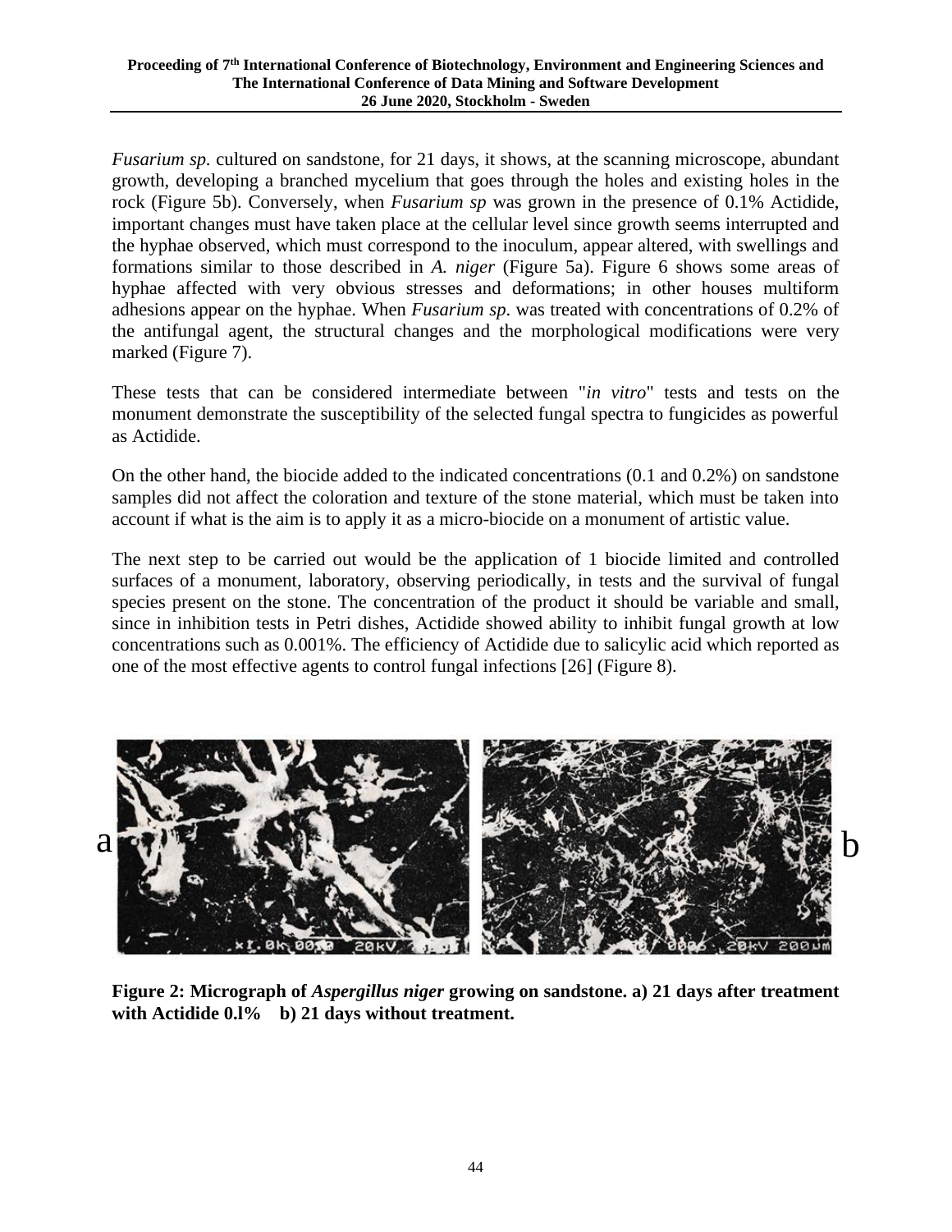*Fusarium sp.* cultured on sandstone, for 21 days, it shows, at the scanning microscope, abundant growth, developing a branched mycelium that goes through the holes and existing holes in the rock (Figure 5b). Conversely, when *Fusarium sp* was grown in the presence of 0.1% Actidide, important changes must have taken place at the cellular level since growth seems interrupted and the hyphae observed, which must correspond to the inoculum, appear altered, with swellings and formations similar to those described in *A. niger* (Figure 5a). Figure 6 shows some areas of hyphae affected with very obvious stresses and deformations; in other houses multiform adhesions appear on the hyphae. When *Fusarium sp.* was treated with concentrations of 0.2% of the antifungal agent, the structural changes and the morphological modifications were very marked (Figure 7).

These tests that can be considered intermediate between "*in vitro*" tests and tests on the monument demonstrate the susceptibility of the selected fungal spectra to fungicides as powerful as Actidide.

On the other hand, the biocide added to the indicated concentrations (0.1 and 0.2%) on sandstone samples did not affect the coloration and texture of the stone material, which must be taken into account if what is the aim is to apply it as a micro-biocide on a monument of artistic value.

The next step to be carried out would be the application of 1 biocide limited and controlled surfaces of a monument, laboratory, observing periodically, in tests and the survival of fungal species present on the stone. The concentration of the product it should be variable and small, since in inhibition tests in Petri dishes, Actidide showed ability to inhibit fungal growth at low concentrations such as 0.001%. The efficiency of Actidide due to salicylic acid which reported as one of the most effective agents to control fungal infections [26] (Figure 8).

**Figure 2: Micrograph of *Aspergillus niger* growing on sandstone. a) 21 days after treatment with Actidide 0.l% b) 21 days without treatment.**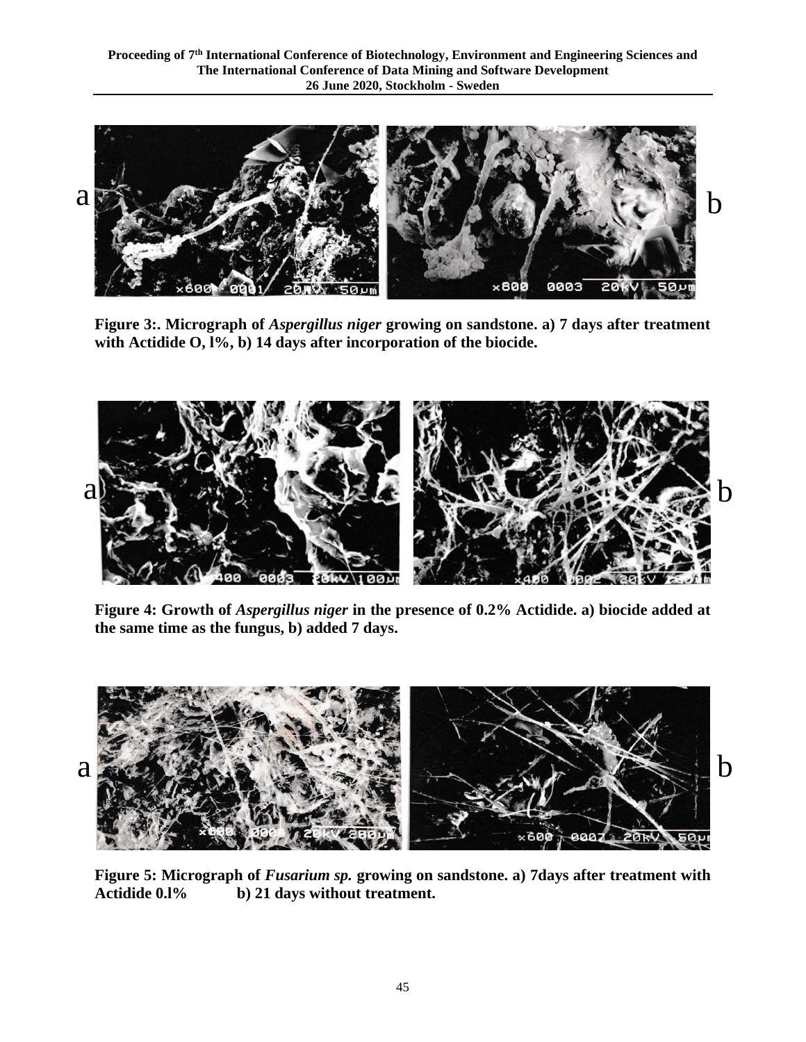**Figure 3:. Micrograph of *Aspergillus niger* growing on sandstone. a) 7 days after treatment with Actidide O, l%, b) 14 days after incorporation of the biocide.**

**Figure 4: Growth of *Aspergillus niger* in the presence of 0.2% Actidide. a) biocide added at the same time as the fungus, b) added 7 days.**

**Figure 5: Micrograph of *Fusarium sp.* growing on sandstone. a) 7days after treatment with Actidide 0.l% b) 21 days without treatment.**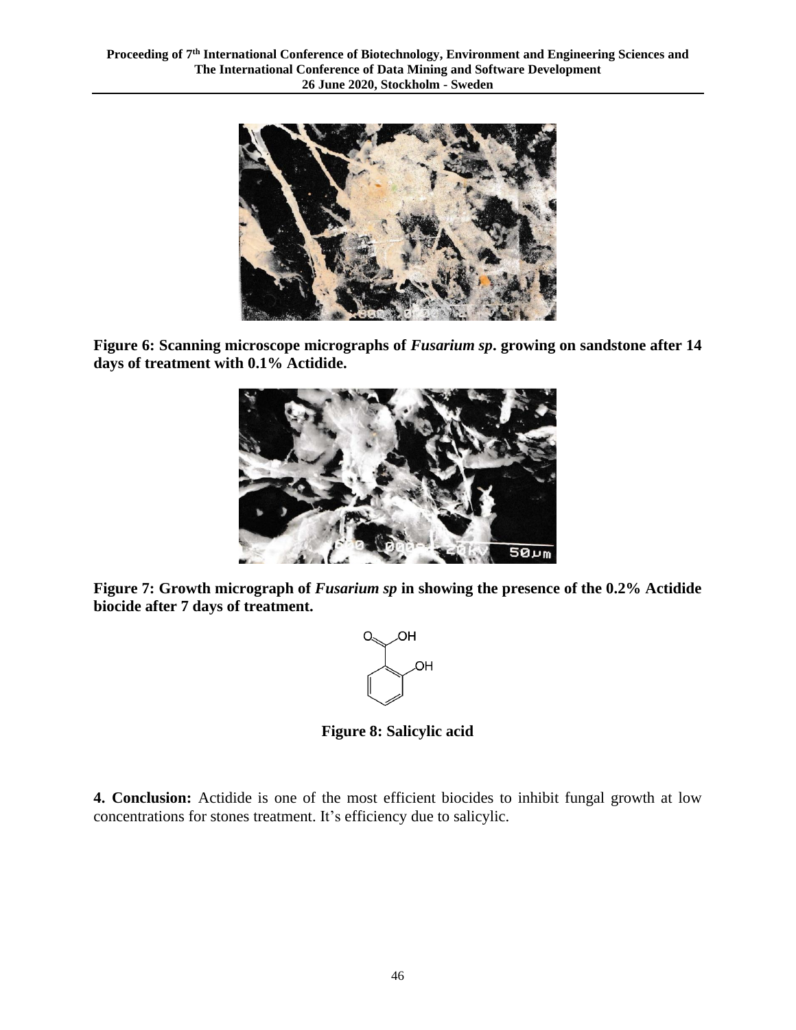**Figure 6: Scanning microscope micrographs of *Fusarium sp*. growing on sandstone after 14 days of treatment with 0.1% Actidide.**

**Figure 7: Growth micrograph of *Fusarium sp* in showing the presence of the 0.2% Actidide biocide after 7 days of treatment.**

**Figure 8: Salicylic acid**

**4. Conclusion:** Actidide is one of the most efficient biocides to inhibit fungal growth at low concentrations for stones treatment. It's efficiency due to salicylic.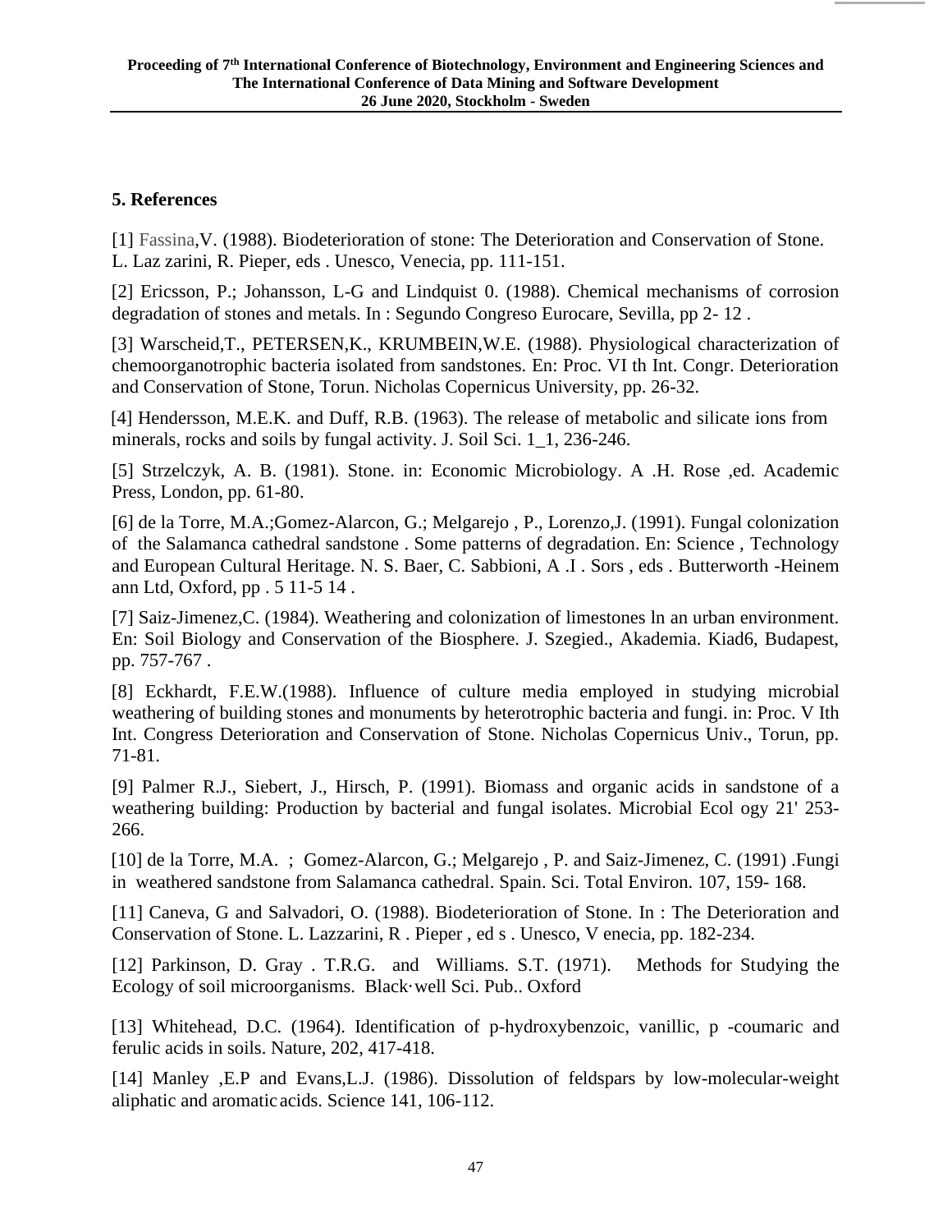## 5. References

[1] Fassina,V. (1988). Biodeterioration of stone: The Deterioration and Conservation of Stone. L. Laz zarini, R. Pieper, eds . Unesco, Venecia, pp. 111-151.

[2] Ericsson, P.; Johansson, L-G and Lindquist 0. (1988). Chemical mechanisms of corrosion degradation of stones and metals. In : Segundo Congreso Eurocare, Sevilla, pp 2- 12 .

[3] Warscheid,T., PETERSEN,K., KRUMBEIN,W.E. (1988). Physiological characterization of chemoorganotrophic bacteria isolated from sandstones. En: Proc. VI th Int. Congr. Deterioration and Conservation of Stone, Torun. Nicholas Copernicus University, pp. 26-32.

[4] Hendersson, M.E.K. and Duff, R.B. (1963). The release of metabolic and silicate ions from minerals, rocks and soils by fungal activity. J. Soil Sci. 1_1, 236-246.

[5] Strzelczyk, A. B. (1981). Stone. in: Economic Microbiology. A .H. Rose ,ed. Academic Press, London, pp. 61-80.

[6] de la Torre, M.A.;Gomez-Alarcon, G.; Melgarejo , P., Lorenzo,J. (1991). Fungal colonization of the Salamanca cathedral sandstone . Some patterns of degradation. En: Science , Technology and European Cultural Heritage. N. S. Baer, C. Sabbioni, A .I . Sors , eds . Butterworth -Heinem ann Ltd, Oxford, pp . 5 11-5 14 .

[7] Saiz-Jimenez,C. (1984). Weathering and colonization of limestones ln an urban environment. En: Soil Biology and Conservation of the Biosphere. J. Szegied., Akademia. Kiad6, Budapest, pp. 757-767 .

[8] Eckhardt, F.E.W.(1988). Influence of culture media employed in studying microbial weathering of building stones and monuments by heterotrophic bacteria and fungi. in: Proc. V Ith Int. Congress Deterioration and Conservation of Stone. Nicholas Copernicus Univ., Torun, pp. 71-81.

[9] Palmer R.J., Siebert, J., Hirsch, P. (1991). Biomass and organic acids in sandstone of a weathering building: Production by bacterial and fungal isolates. Microbial Ecol ogy 21' 253-266.

[10] de la Torre, M.A. ; Gomez-Alarcon, G.; Melgarejo , P. and Saiz-Jimenez, C. (1991) .Fungi in weathered sandstone from Salamanca cathedral. Spain. Sci. Total Environ. 107, 159- 168.

[11] Caneva, G and Salvadori, O. (1988). Biodeterioration of Stone. In : The Deterioration and Conservation of Stone. L. Lazzarini, R . Pieper , ed s . Unesco, V enecia, pp. 182-234.

[12] Parkinson, D. Gray . T.R.G. and Williams. S.T. (1971). Methods for Studying the Ecology of soil microorganisms. Black·well Sci. Pub.. Oxford

[13] Whitehead, D.C. (1964). Identification of p-hydroxybenzoic, vanillic, p -coumaric and ferulic acids in soils. Nature, 202, 417-418.

[14] Manley ,E.P and Evans,L.J. (1986). Dissolution of feldspars by low-molecular-weight aliphatic and aromatic acids. Science 141, 106-112.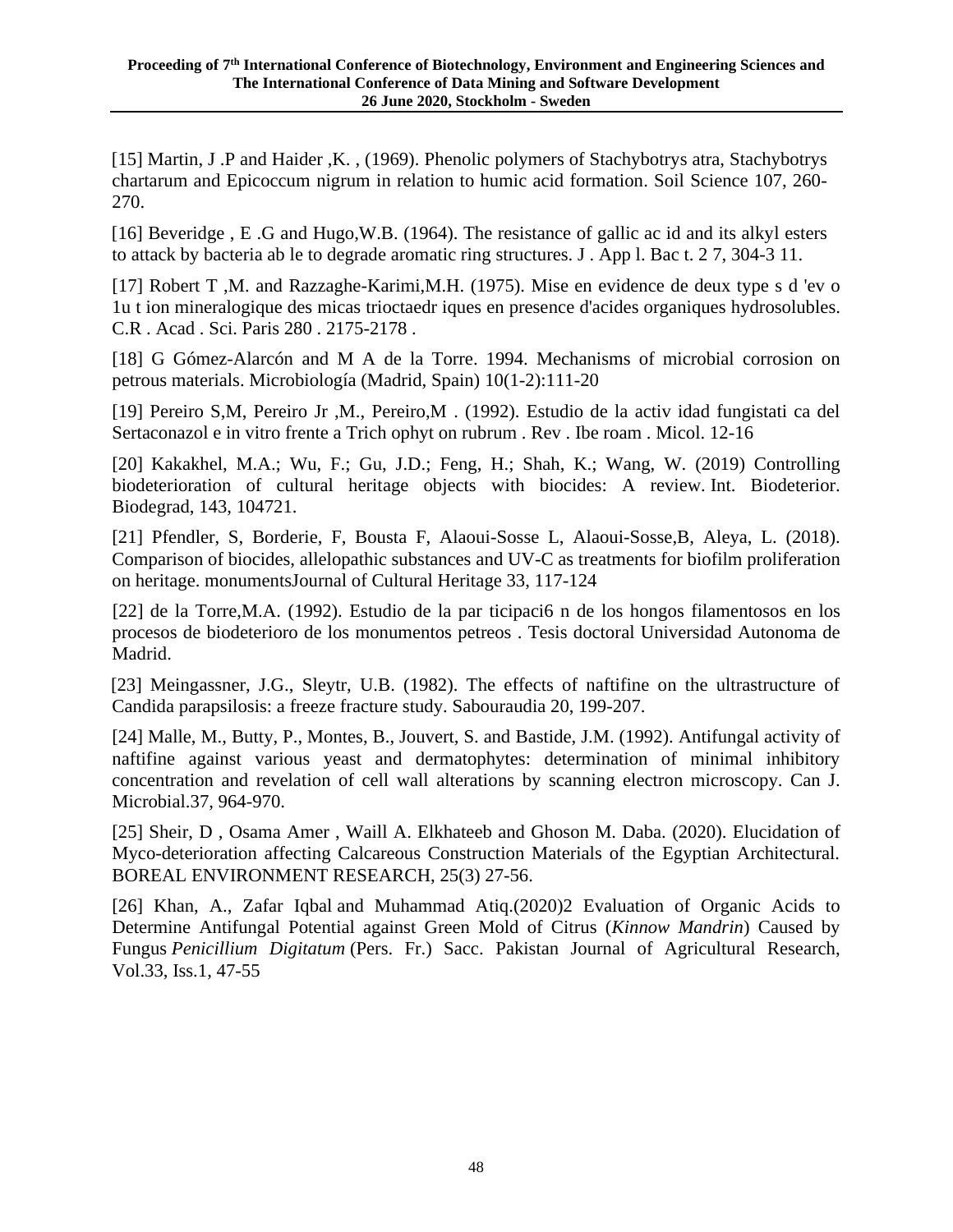[15] Martin, J .P and Haider ,K. , (1969). Phenolic polymers of Stachybotrys atra, Stachybotrys chartarum and Epicoccum nigrum in relation to humic acid formation. Soil Science 107, 260-270.

[16] Beveridge , E .G and Hugo,W.B. (1964). The resistance of gallic ac id and its alkyl esters to attack by bacteria ab le to degrade aromatic ring structures. J . App l. Bac t. 2 7, 304-3 11.

[17] Robert T ,M. and Razzaghe-Karimi,M.H. (1975). Mise en evidence de deux type s d 'ev o 1u t ion mineralogique des micas trioctaedr iques en presence d'acides organiques hydrosolubles. C.R . Acad . Sci. Paris 280 . 2175-2178 .

[18] G Gómez-Alarcón and M A de la Torre. 1994. Mechanisms of microbial corrosion on petrous materials. Microbiología (Madrid, Spain) 10(1-2):111-20

[19] Pereiro S,M, Pereiro Jr ,M., Pereiro,M . (1992). Estudio de la activ idad fungistati ca del Sertaconazol e in vitro frente a Trich ophyt on rubrum . Rev . Ibe roam . Micol. 12-16

[20] Kakakhel, M.A.; Wu, F.; Gu, J.D.; Feng, H.; Shah, K.; Wang, W. (2019) Controlling biodeterioration of cultural heritage objects with biocides: A review. Int. Biodeterior. Biodegrad, 143, 104721.

[21] Pfendler, S, Borderie, F, Bousta F, Alaoui-Sosse L, Alaoui-Sosse,B, Aleya, L. (2018). Comparison of biocides, allelopathic substances and UV-C as treatments for biofilm proliferation on heritage. monumentsJournal of Cultural Heritage 33, 117-124

[22] de la Torre,M.A. (1992). Estudio de la par ticipaci6 n de los hongos filamentosos en los procesos de biodeterioro de los monumentos petreos . Tesis doctoral Universidad Autonoma de Madrid.

[23] Meingassner, J.G., Sleytr, U.B. (1982). The effects of naftifine on the ultrastructure of Candida parapsilosis: a freeze fracture study. Sabouraudia 20, 199-207.

[24] Malle, M., Butty, P., Montes, B., Jouvert, S. and Bastide, J.M. (1992). Antifungal activity of naftifine against various yeast and dermatophytes: determination of minimal inhibitory concentration and revelation of cell wall alterations by scanning electron microscopy. Can J. Microbial.37, 964-970.

[25] Sheir, D , Osama Amer , Waill A. Elkhateeb and Ghoson M. Daba. (2020). Elucidation of Myco-deterioration affecting Calcareous Construction Materials of the Egyptian Architectural. BOREAL ENVIRONMENT RESEARCH, 25(3) 27-56.

[26] Khan, A., Zafar Iqbal and Muhammad Atiq.(2020)2 Evaluation of Organic Acids to Determine Antifungal Potential against Green Mold of Citrus (*Kinnow Mandrin*) Caused by Fungus *Penicillium Digitatum* (Pers. Fr.) Sacc. Pakistan Journal of Agricultural Research, Vol.33, Iss.1, 47-55